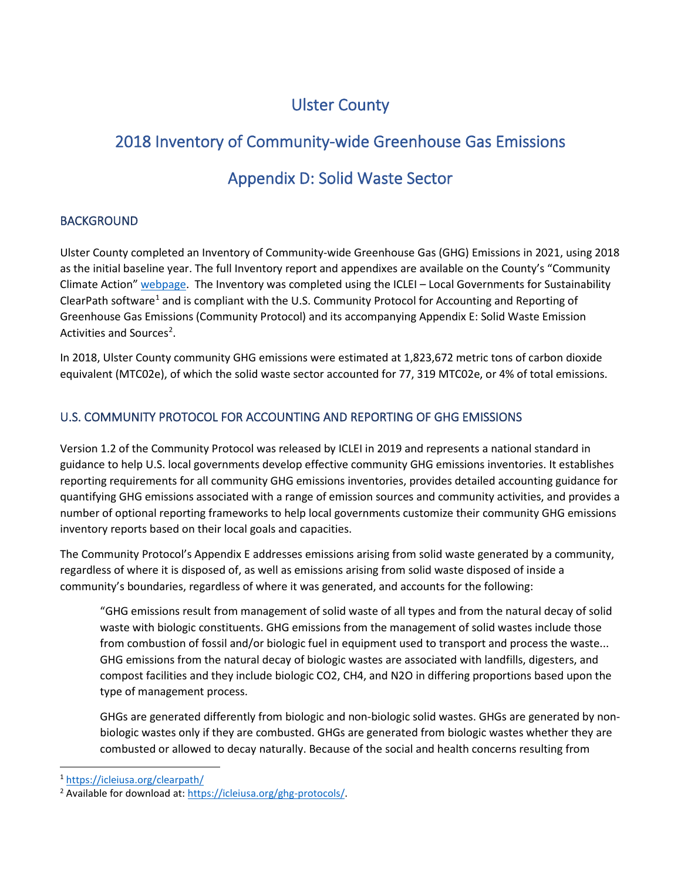# Ulster County

# 2018 Inventory of Community-wide Greenhouse Gas Emissions

# Appendix D: Solid Waste Sector

## BACKGROUND

Ulster County completed an Inventory of Community-wide Greenhouse Gas (GHG) Emissions in 2021, using 2018 as the initial baseline year. The full Inventory report and appendixes are available on the County's "Community Climate Action" webpage. The Inventory was completed using the ICLEI – Local Governments for Sustainability ClearPath software[1] and is compliant with the U.S. Community Protocol for Accounting and Reporting of Greenhouse Gas Emissions (Community Protocol) and its accompanying Appendix E: Solid Waste Emission Activities and Sources[2].

In 2018, Ulster County community GHG emissions were estimated at 1,823,672 metric tons of carbon dioxide equivalent (MTC02e), of which the solid waste sector accounted for 77, 319 MTC02e, or 4% of total emissions.

## U.S. COMMUNITY PROTOCOL FOR ACCOUNTING AND REPORTING OF GHG EMISSIONS

Version 1.2 of the Community Protocol was released by ICLEI in 2019 and represents a national standard in guidance to help U.S. local governments develop effective community GHG emissions inventories. It establishes reporting requirements for all community GHG emissions inventories, provides detailed accounting guidance for quantifying GHG emissions associated with a range of emission sources and community activities, and provides a number of optional reporting frameworks to help local governments customize their community GHG emissions inventory reports based on their local goals and capacities.

The Community Protocol's Appendix E addresses emissions arising from solid waste generated by a community, regardless of where it is disposed of, as well as emissions arising from solid waste disposed of inside a community's boundaries, regardless of where it was generated, and accounts for the following:

> "GHG emissions result from management of solid waste of all types and from the natural decay of solid waste with biologic constituents. GHG emissions from the management of solid wastes include those from combustion of fossil and/or biologic fuel in equipment used to transport and process the waste... GHG emissions from the natural decay of biologic wastes are associated with landfills, digesters, and compost facilities and they include biologic $CO_2$, $CH_4$, and $N_2O$ in differing proportions based upon the type of management process.
>
> GHGs are generated differently from biologic and non-biologic solid wastes. GHGs are generated by non-biologic wastes only if they are combusted. GHGs are generated from biologic wastes whether they are combusted or allowed to decay naturally. Because of the social and health concerns resulting from

[1] https://icleiusa.org/clearpath/

[2] Available for download at: https://icleiusa.org/ghg-protocols/.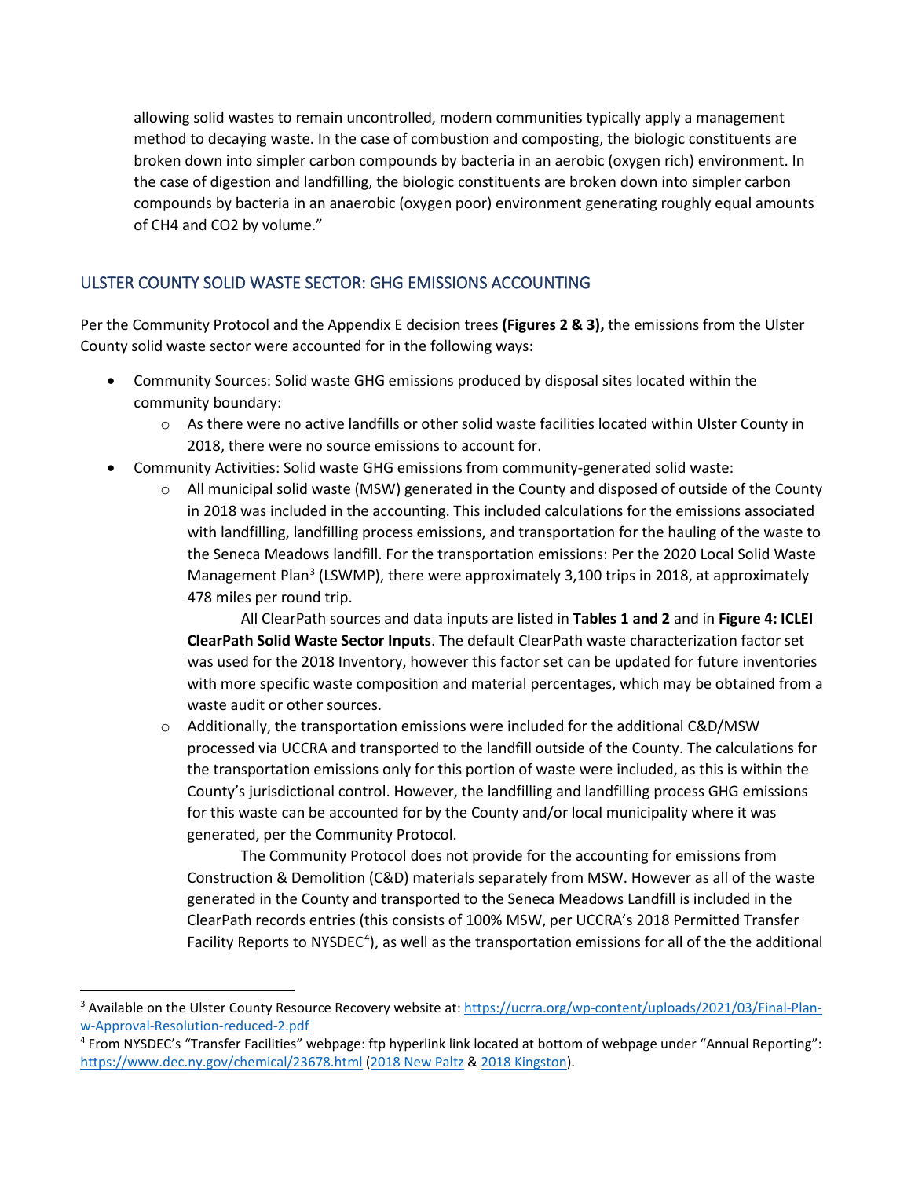allowing solid wastes to remain uncontrolled, modern communities typically apply a management method to decaying waste. In the case of combustion and composting, the biologic constituents are broken down into simpler carbon compounds by bacteria in an aerobic (oxygen rich) environment. In the case of digestion and landfilling, the biologic constituents are broken down into simpler carbon compounds by bacteria in an anaerobic (oxygen poor) environment generating roughly equal amounts of $CH_4$ and $CO_2$ by volume."

## ULSTER COUNTY SOLID WASTE SECTOR: GHG EMISSIONS ACCOUNTING

Per the Community Protocol and the Appendix E decision trees **(Figures 2 & 3),** the emissions from the Ulster County solid waste sector were accounted for in the following ways:

- Community Sources: Solid waste GHG emissions produced by disposal sites located within the community boundary:
  - As there were no active landfills or other solid waste facilities located within Ulster County in 2018, there were no source emissions to account for.
- Community Activities: Solid waste GHG emissions from community-generated solid waste:
  - All municipal solid waste (MSW) generated in the County and disposed of outside of the County in 2018 was included in the accounting. This included calculations for the emissions associated with landfilling, landfilling process emissions, and transportation for the hauling of the waste to the Seneca Meadows landfill. For the transportation emissions: Per the 2020 Local Solid Waste Management Plan[3] (LSWMP), there were approximately 3,100 trips in 2018, at approximately 478 miles per round trip.

    All ClearPath sources and data inputs are listed in **Tables 1 and 2** and in **Figure 4: ICLEI ClearPath Solid Waste Sector Inputs**. The default ClearPath waste characterization factor set was used for the 2018 Inventory, however this factor set can be updated for future inventories with more specific waste composition and material percentages, which may be obtained from a waste audit or other sources.
  - Additionally, the transportation emissions were included for the additional C&D/MSW processed via UCCRA and transported to the landfill outside of the County. The calculations for the transportation emissions only for this portion of waste were included, as this is within the County's jurisdictional control. However, the landfilling and landfilling process GHG emissions for this waste can be accounted for by the County and/or local municipality where it was generated, per the Community Protocol.

    The Community Protocol does not provide for the accounting for emissions from Construction & Demolition (C&D) materials separately from MSW. However as all of the waste generated in the County and transported to the Seneca Meadows Landfill is included in the ClearPath records entries (this consists of 100% MSW, per UCCRA's 2018 Permitted Transfer Facility Reports to NYSDEC[4]), as well as the transportation emissions for all of the the additional

---

[3] Available on the Ulster County Resource Recovery website at: https://ucrra.org/wp-content/uploads/2021/03/Final-Plan-w-Approval-Resolution-reduced-2.pdf

[4] From NYSDEC's "Transfer Facilities" webpage: ftp hyperlink link located at bottom of webpage under "Annual Reporting": https://www.dec.ny.gov/chemical/23678.html (2018 New Paltz & 2018 Kingston).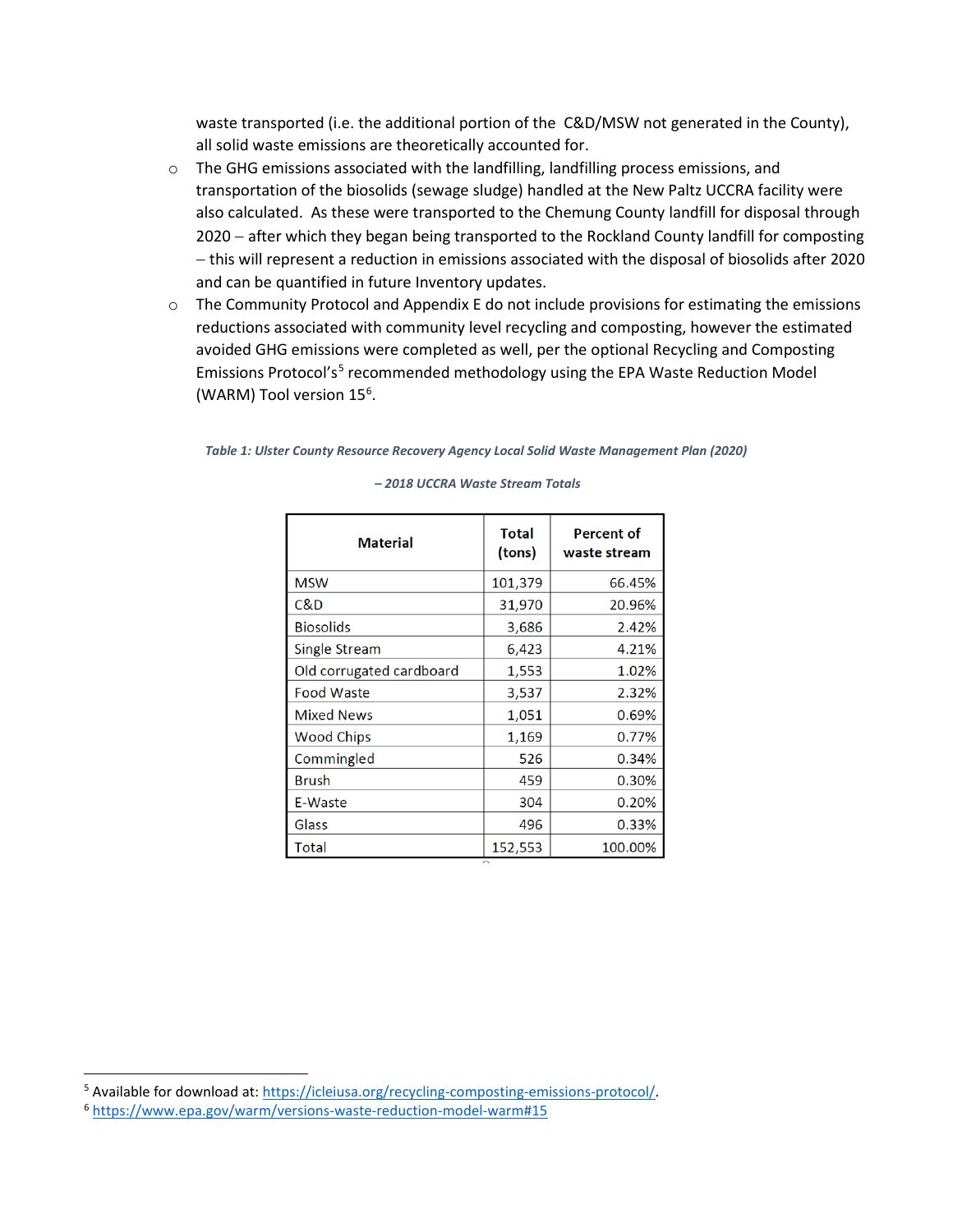waste transported (i.e. the additional portion of the C&D/MSW not generated in the County), all solid waste emissions are theoretically accounted for.

- The GHG emissions associated with the landfilling, landfilling process emissions, and transportation of the biosolids (sewage sludge) handled at the New Paltz UCCRA facility were also calculated. As these were transported to the Chemung County landfill for disposal through 2020 – after which they began being transported to the Rockland County landfill for composting – this will represent a reduction in emissions associated with the disposal of biosolids after 2020 and can be quantified in future Inventory updates.
- The Community Protocol and Appendix E do not include provisions for estimating the emissions reductions associated with community level recycling and composting, however the estimated avoided GHG emissions were completed as well, per the optional Recycling and Composting Emissions Protocol's[5] recommended methodology using the EPA Waste Reduction Model (WARM) Tool version 15[6].

*Table 1: Ulster County Resource Recovery Agency Local Solid Waste Management Plan (2020) – 2018 UCCRA Waste Stream Totals*

| Material | Total (tons) | Percent of waste stream |
|---|---|---|
| MSW | 101,379 | 66.45% |
| C&D | 31,970 | 20.96% |
| Biosolids | 3,686 | 2.42% |
| Single Stream | 6,423 | 4.21% |
| Old corrugated cardboard | 1,553 | 1.02% |
| Food Waste | 3,537 | 2.32% |
| Mixed News | 1,051 | 0.69% |
| Wood Chips | 1,169 | 0.77% |
| Commingled | 526 | 0.34% |
| Brush | 459 | 0.30% |
| E-Waste | 304 | 0.20% |
| Glass | 496 | 0.33% |
| Total | 152,553 | 100.00% |

[5] Available for download at: https://icleiusa.org/recycling-composting-emissions-protocol/.

[6] https://www.epa.gov/warm/versions-waste-reduction-model-warm#15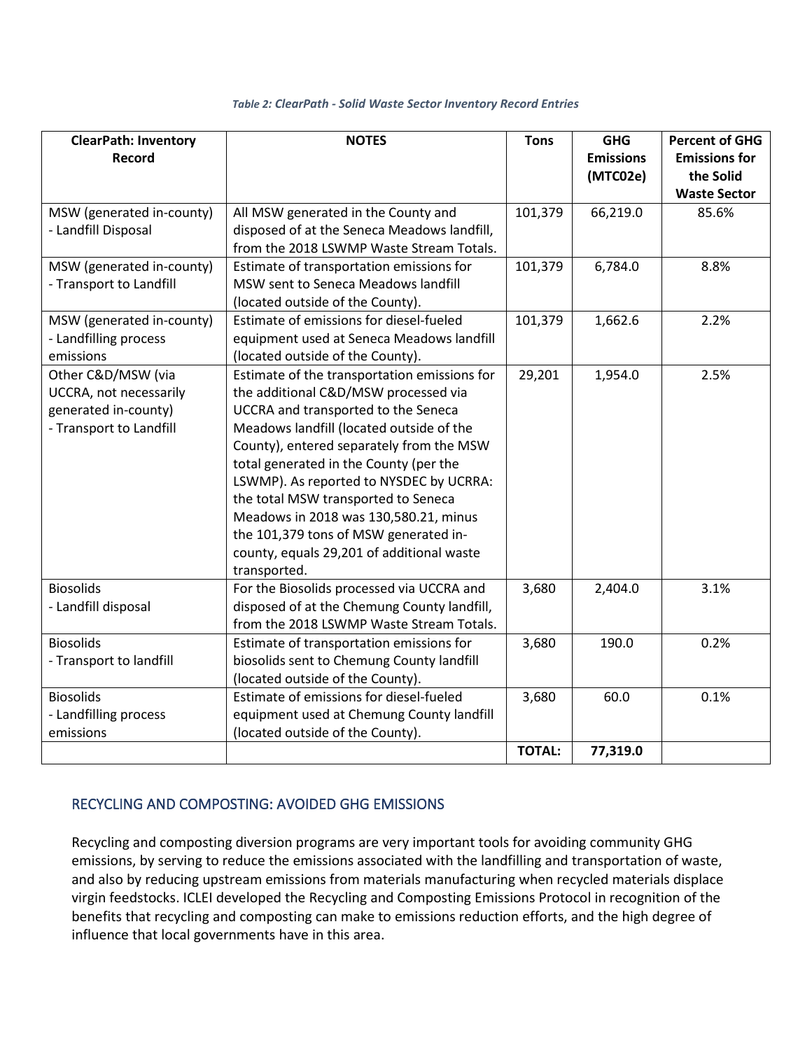*Table 2: ClearPath - Solid Waste Sector Inventory Record Entries*

| ClearPath: Inventory Record | NOTES | Tons | GHG Emissions (MTC02e) | Percent of GHG Emissions for the Solid Waste Sector |
|---|---|---|---|---|
| MSW (generated in-county) - Landfill Disposal | All MSW generated in the County and disposed of at the Seneca Meadows landfill, from the 2018 LSWMP Waste Stream Totals. | 101,379 | 66,219.0 | 85.6% |
| MSW (generated in-county) - Transport to Landfill | Estimate of transportation emissions for MSW sent to Seneca Meadows landfill (located outside of the County). | 101,379 | 6,784.0 | 8.8% |
| MSW (generated in-county) - Landfilling process emissions | Estimate of emissions for diesel-fueled equipment used at Seneca Meadows landfill (located outside of the County). | 101,379 | 1,662.6 | 2.2% |
| Other C&D/MSW (via UCCRA, not necessarily generated in-county) - Transport to Landfill | Estimate of the transportation emissions for the additional C&D/MSW processed via UCCRA and transported to the Seneca Meadows landfill (located outside of the County), entered separately from the MSW total generated in the County (per the LSWMP). As reported to NYSDEC by UCRRA: the total MSW transported to Seneca Meadows in 2018 was 130,580.21, minus the 101,379 tons of MSW generated in-county, equals 29,201 of additional waste transported. | 29,201 | 1,954.0 | 2.5% |
| Biosolids - Landfill disposal | For the Biosolids processed via UCCRA and disposed of at the Chemung County landfill, from the 2018 LSWMP Waste Stream Totals. | 3,680 | 2,404.0 | 3.1% |
| Biosolids - Transport to landfill | Estimate of transportation emissions for biosolids sent to Chemung County landfill (located outside of the County). | 3,680 | 190.0 | 0.2% |
| Biosolids - Landfilling process emissions | Estimate of emissions for diesel-fueled equipment used at Chemung County landfill (located outside of the County). | 3,680 | 60.0 | 0.1% |
| | | **TOTAL:** | **77,319.0** | |

## RECYCLING AND COMPOSTING: AVOIDED GHG EMISSIONS

Recycling and composting diversion programs are very important tools for avoiding community GHG emissions, by serving to reduce the emissions associated with the landfilling and transportation of waste, and also by reducing upstream emissions from materials manufacturing when recycled materials displace virgin feedstocks. ICLEI developed the Recycling and Composting Emissions Protocol in recognition of the benefits that recycling and composting can make to emissions reduction efforts, and the high degree of influence that local governments have in this area.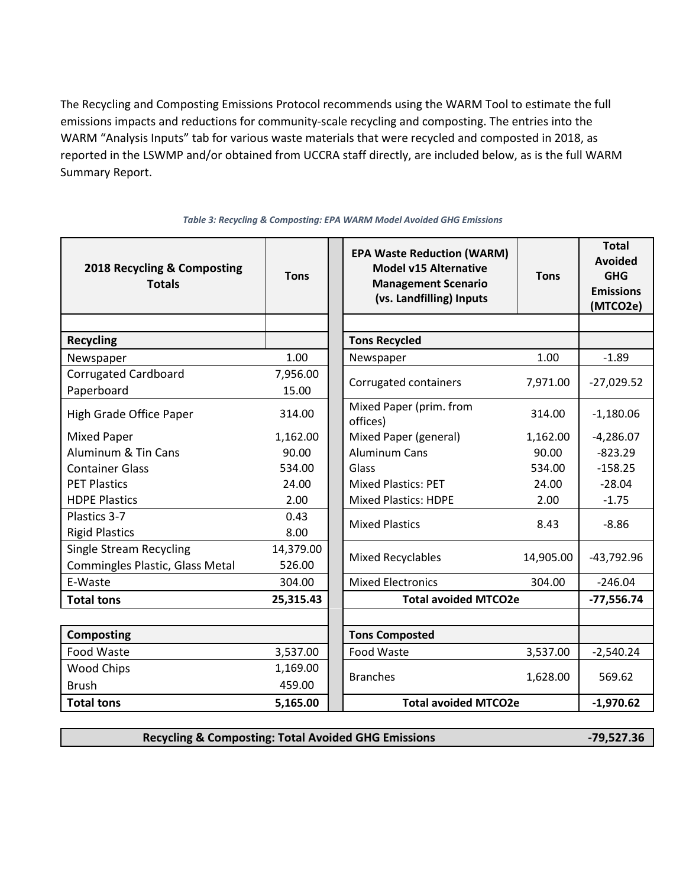The Recycling and Composting Emissions Protocol recommends using the WARM Tool to estimate the full emissions impacts and reductions for community-scale recycling and composting. The entries into the WARM "Analysis Inputs" tab for various waste materials that were recycled and composted in 2018, as reported in the LSWMP and/or obtained from UCCRA staff directly, are included below, as is the full WARM Summary Report.

*Table 3: Recycling & Composting: EPA WARM Model Avoided GHG Emissions*

| 2018 Recycling & Composting Totals | Tons | EPA Waste Reduction (WARM) Model v15 Alternative Management Scenario (vs. Landfilling) Inputs | Tons | Total Avoided GHG Emissions (MTCO2e) |
|---|---|---|---|---|
| | | | | |
| **Recycling** | | **Tons Recycled** | | |
| Newspaper | 1.00 | Newspaper | 1.00 | -1.89 |
| Corrugated Cardboard | 7,956.00 | Corrugated containers | 7,971.00 | -27,029.52 |
| Paperboard | 15.00 | | | |
| High Grade Office Paper | 314.00 | Mixed Paper (prim. from offices) | 314.00 | -1,180.06 |
| Mixed Paper | 1,162.00 | Mixed Paper (general) | 1,162.00 | -4,286.07 |
| Aluminum & Tin Cans | 90.00 | Aluminum Cans | 90.00 | -823.29 |
| Container Glass | 534.00 | Glass | 534.00 | -158.25 |
| PET Plastics | 24.00 | Mixed Plastics: PET | 24.00 | -28.04 |
| HDPE Plastics | 2.00 | Mixed Plastics: HDPE | 2.00 | -1.75 |
| Plastics 3-7 | 0.43 | Mixed Plastics | 8.43 | -8.86 |
| Rigid Plastics | 8.00 | | | |
| Single Stream Recycling | 14,379.00 | Mixed Recyclables | 14,905.00 | -43,792.96 |
| Commingles Plastic, Glass Metal | 526.00 | | | |
| E-Waste | 304.00 | Mixed Electronics | 304.00 | -246.04 |
| **Total tons** | **25,315.43** | **Total avoided MTCO2e** | | **-77,556.74** |
| | | | | |
| **Composting** | | **Tons Composted** | | |
| Food Waste | 3,537.00 | Food Waste | 3,537.00 | -2,540.24 |
| Wood Chips | 1,169.00 | Branches | 1,628.00 | 569.62 |
| Brush | 459.00 | | | |
| **Total tons** | **5,165.00** | **Total avoided MTCO2e** | | **-1,970.62** |

| Recycling & Composting: Total Avoided GHG Emissions | -79,527.36 |
|---|---|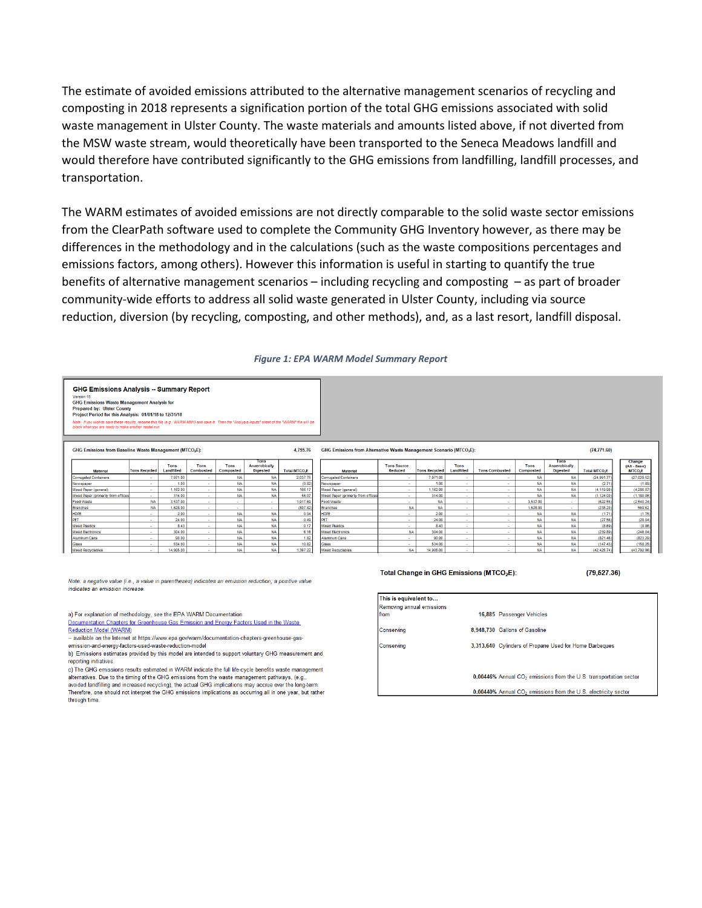The estimate of avoided emissions attributed to the alternative management scenarios of recycling and composting in 2018 represents a signification portion of the total GHG emissions associated with solid waste management in Ulster County. The waste materials and amounts listed above, if not diverted from the MSW waste stream, would theoretically have been transported to the Seneca Meadows landfill and would therefore have contributed significantly to the GHG emissions from landfilling, landfill processes, and transportation.

The WARM estimates of avoided emissions are not directly comparable to the solid waste sector emissions from the ClearPath software used to complete the Community GHG Inventory however, as there may be differences in the methodology and in the calculations (such as the waste compositions percentages and emissions factors, among others). However this information is useful in starting to quantify the true benefits of alternative management scenarios – including recycling and composting – as part of broader community-wide efforts to address all solid waste generated in Ulster County, including via source reduction, diversion (by recycling, composting, and other methods), and, as a last resort, landfill disposal.

*Figure 1: EPA WARM Model Summary Report*

**GHG Emissions Analysis -- Summary Report**

Version 15
GHG Emissions Waste Management Analysis for
Prepared by: Ulster County
Project Period for this Analysis: 01/01/18 to 12/31/18

*Note: If you wish to save these results, rename this file (e.g., WARM-MM13 and save it. Then the "Analysis Inputs" sheet of the "WARM" file will be blank when you are ready to make another model run*

GHG Emissions from Baseline Waste Management ($MTCO_2E$): 4,755.76

| Material | Tons Recycled | Tons Landfilled | Tons Combusted | Tons Composted | Tons Anaerobically Digested | Total $MTCO_2E$ |
|---|---|---|---|---|---|---|
| Corrugated Containers | - | 7,971.00 | - | NA | NA | 2,037.75 |
| Newspaper | - | 1.00 | - | NA | NA | (0.82) |
| Mixed Paper (general) | - | 1,162.00 | - | NA | NA | 168.17 |
| Mixed Paper (primarily from offices) | - | 314.00 | - | NA | NA | 56.07 |
| Food Waste | NA | 3,537.00 | - | - | - | 1,917.69 |
| Branches | NA | 1,628.00 | - | - | - | (807.82) |
| HDPE | - | 2.00 | - | NA | NA | 0.04 |
| PET | - | 24.00 | - | NA | NA | 0.49 |
| Mixed Plastics | - | 8.43 | - | NA | NA | 0.17 |
| Mixed Electronics | - | 304.00 | - | NA | NA | 6.16 |
| Aluminum Cans | - | 90.00 | - | NA | NA | 1.82 |
| Glass | - | 534.00 | - | NA | NA | 10.82 |
| Mixed Recyclables | - | 14,905.00 | - | NA | NA | 1,367.22 |

GHG Emissions from Alternative Waste Management Scenario ($MTCO_2E$): (74,771.60)

| Material | Tons Source Reduced | Tons Recycled | Tons Landfilled | Tons Combusted | Tons Composted | Tons Anaerobically Digested | Total $MTCO_2E$ | Change (Alt - Base) $MTCO_2E$ |
|---|---|---|---|---|---|---|---|---|
| Corrugated Containers | - | 7,971.00 | - | - | NA | NA | (24,991.77) | (27,029.52) |
| Newspaper | - | 1.00 | - | - | NA | NA | (2.71) | (1.89) |
| Mixed Paper (general) | - | 1,162.00 | - | - | NA | NA | (4,119.90) | (4,288.07) |
| Mixed Paper (primarily from offices) | - | 314.00 | - | - | NA | NA | (1,124.00) | (1,180.06) |
| Food Waste | - | NA | - | - | 3,537.00 | - | (622.55) | (2,540.24) |
| Branches | NA | NA | - | - | 1,628.00 | - | (238.20) | 569.62 |
| HDPE | - | 2.00 | - | - | NA | NA | (1.71) | (1.75) |
| PET | - | 24.00 | - | - | NA | NA | (27.56) | (28.04) |
| Mixed Plastics | - | 8.43 | - | - | NA | NA | (8.69) | (8.86) |
| Mixed Electronics | NA | 304.00 | - | - | NA | NA | (239.89) | (246.04) |
| Aluminum Cans | - | 90.00 | - | - | NA | NA | (821.46) | (823.29) |
| Glass | - | 534.00 | - | - | NA | NA | (147.43) | (158.25) |
| Mixed Recyclables | NA | 14,905.00 | - | - | NA | NA | (42,425.74) | (43,792.96) |

*Note: a negative value (i.e., a value in parentheses) indicates an emission reduction, a positive value indicates an emission increase.*

a) For explanation of methodology, see the EPA WARM Documentation: Documentation Chapters for Greenhouse Gas Emission and Energy Factors Used in the Waste Reduction Model (WARM)
-- available on the Internet at https://www.epa.gov/warm/documentation-chapters-greenhouse-gas-emission-and-energy-factors-used-waste-reduction-model
b) Emissions estimates provided by this model are intended to support voluntary GHG measurement and reporting initiatives.
c) The GHG emissions results estimated in WARM indicate the full life-cycle benefits waste management alternatives. Due to the timing of the GHG emissions from the waste management pathways, (e.g., avoided landfilling and increased recycling), the actual GHG implications may accrue over the long-term. Therefore, one should not interpret the GHG emissions implications as occurring all in one year, but rather through time.

**Total Change in GHG Emissions ($MTCO_2E$): (79,527.36)**

| This is equivalent to... | | |
|---|---|---|
| Removing annual emissions from | 16,885 | Passenger Vehicles |
| Conserving | 8,948,730 | Gallons of Gasoline |
| Conserving | 3,313,640 | Cylinders of Propane Used for Home Barbeques |
| | 0.00446% | Annual $CO_2$ emissions from the U.S. transportation sector |
| | 0.00440% | Annual $CO_2$ emissions from the U.S. electricity sector |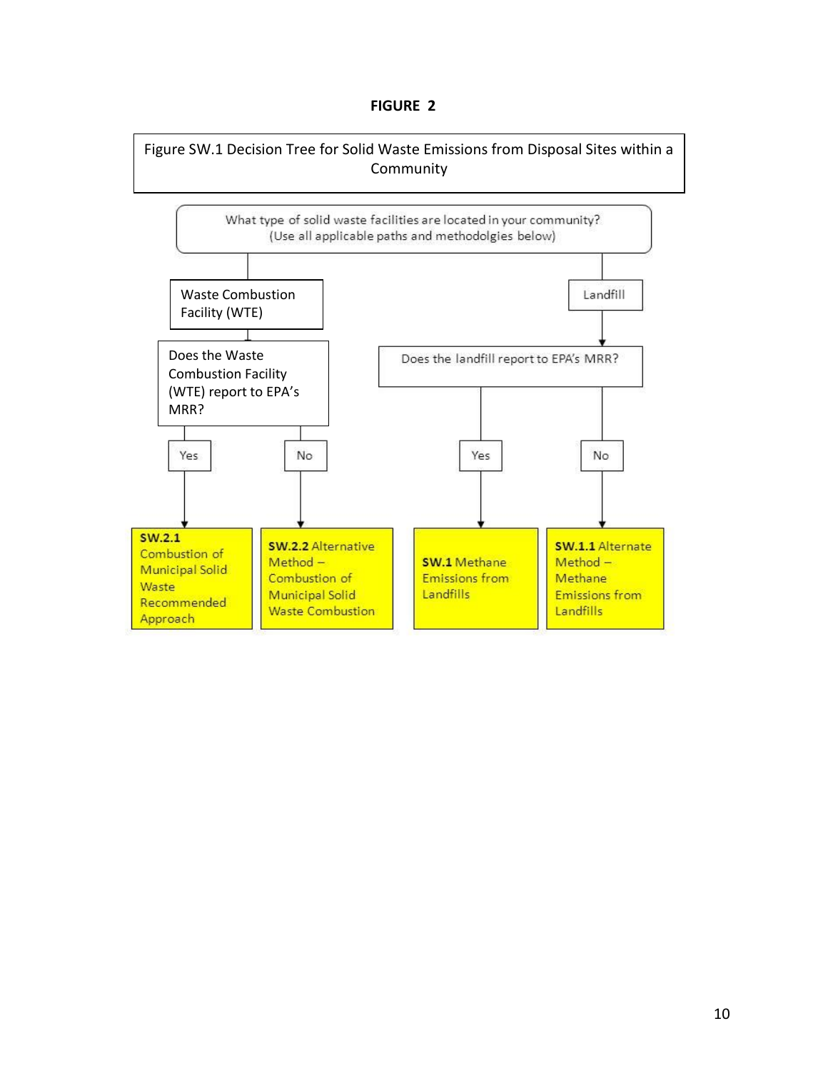**FIGURE 2**

Figure SW.1 Decision Tree for Solid Waste Emissions from Disposal Sites within a Community

What type of solid waste facilities are located in your community?
(Use all applicable paths and methodolgies below)

- **Waste Combustion Facility (WTE)**
  - Does the Waste Combustion Facility (WTE) report to EPA's MRR?
    - Yes → **SW.2.1** Combustion of Municipal Solid Waste Recommended Approach
    - No → **SW.2.2** Alternative Method – Combustion of Municipal Solid Waste Combustion
- **Landfill**
  - Does the landfill report to EPA's MRR?
    - Yes → **SW.1** Methane Emissions from Landfills
    - No → **SW.1.1** Alternate Method – Methane Emissions from Landfills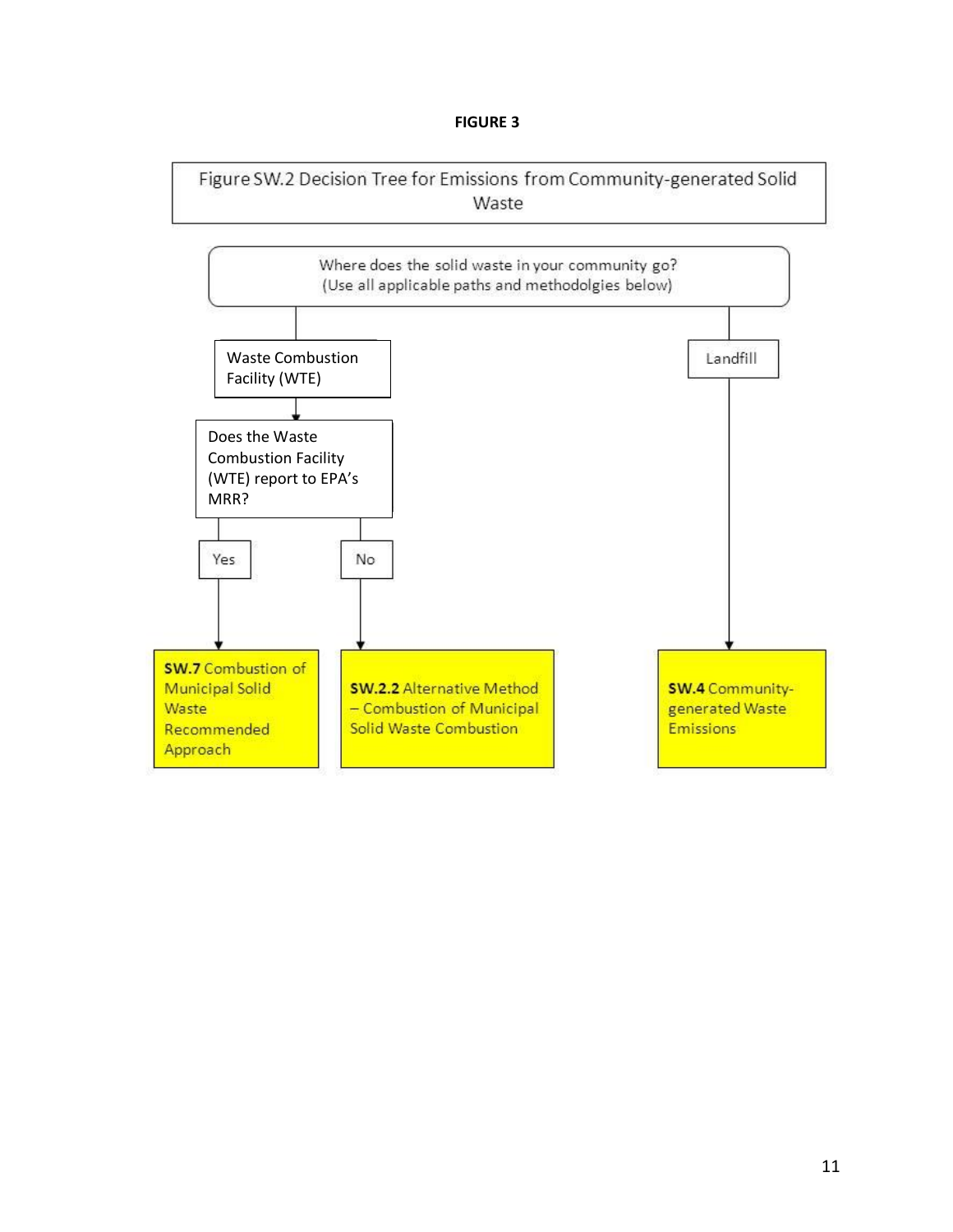**FIGURE 3**

Figure SW.2 Decision Tree for Emissions from Community-generated Solid Waste

Where does the solid waste in your community go?
(Use all applicable paths and methodolgies below)

- Waste Combustion Facility (WTE)
  - Does the Waste Combustion Facility (WTE) report to EPA's MRR?
    - Yes → **SW.7** Combustion of Municipal Solid Waste Recommended Approach
    - No → **SW.2.2** Alternative Method – Combustion of Municipal Solid Waste Combustion
- Landfill → **SW.4** Community-generated Waste Emissions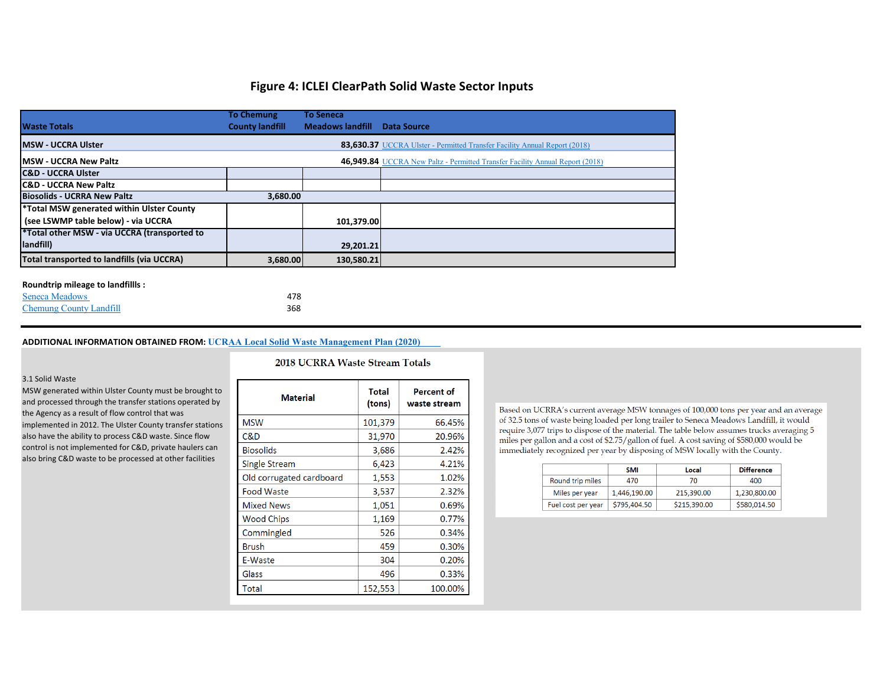# Figure 4: ICLEI ClearPath Solid Waste Sector Inputs

| Waste Totals | To Chemung County landfill | To Seneca Meadows landfill | Data Source |
|---|---|---|---|
| **MSW - UCCRA Ulster** | | **83,630.37** | UCCRA Ulster - Permitted Transfer Facility Annual Report (2018) |
| **MSW - UCCRA New Paltz** | | **46,949.84** | UCCRA New Paltz - Permitted Transfer Facility Annual Report (2018) |
| **C&D - UCCRA Ulster** | | | |
| **C&D - UCCRA New Paltz** | | | |
| **Biosolids - UCRRA New Paltz** | **3,680.00** | | |
| **\*Total MSW generated within Ulster County (see LSWMP table below) - via UCCRA** | | **101,379.00** | |
| **\*Total other MSW - via UCCRA (transported to landfill)** | | **29,201.21** | |
| **Total transported to landfills (via UCCRA)** | **3,680.00** | **130,580.21** | |

**Roundtrip mileage to landfillls :**

| | |
|---|---|
| Seneca Meadows | 478 |
| Chemung County Landfill | 368 |

**ADDITIONAL INFORMATION OBTAINED FROM:** **UCRAA Local Solid Waste Management Plan (2020)**

3.1 Solid Waste
MSW generated within Ulster County must be brought to and processed through the transfer stations operated by the Agency as a result of flow control that was implemented in 2012. The Ulster County transfer stations also have the ability to process C&D waste. Since flow control is not implemented for C&D, private haulers can also bring C&D waste to be processed at other facilities

**2018 UCRRA Waste Stream Totals**

| Material | Total (tons) | Percent of waste stream |
|---|---|---|
| MSW | 101,379 | 66.45% |
| C&D | 31,970 | 20.96% |
| Biosolids | 3,686 | 2.42% |
| Single Stream | 6,423 | 4.21% |
| Old corrugated cardboard | 1,553 | 1.02% |
| Food Waste | 3,537 | 2.32% |
| Mixed News | 1,051 | 0.69% |
| Wood Chips | 1,169 | 0.77% |
| Commingled | 526 | 0.34% |
| Brush | 459 | 0.30% |
| E-Waste | 304 | 0.20% |
| Glass | 496 | 0.33% |
| Total | 152,553 | 100.00% |

Based on UCRRA's current average MSW tonnages of 100,000 tons per year and an average of 32.5 tons of waste being loaded per long trailer to Seneca Meadows Landfill, it would require 3,077 trips to dispose of the material. The table below assumes trucks averaging 5 miles per gallon and a cost of $2.75/gallon of fuel. A cost saving of $580,000 would be immediately recognized per year by disposing of MSW locally with the County.

| | SMI | Local | Difference |
|---|---|---|---|
| Round trip miles | 470 | 70 | 400 |
| Miles per year | 1,446,190.00 | 215,390.00 | 1,230,800.00 |
| Fuel cost per year | $795,404.50 | $215,390.00 | $580,014.50 |